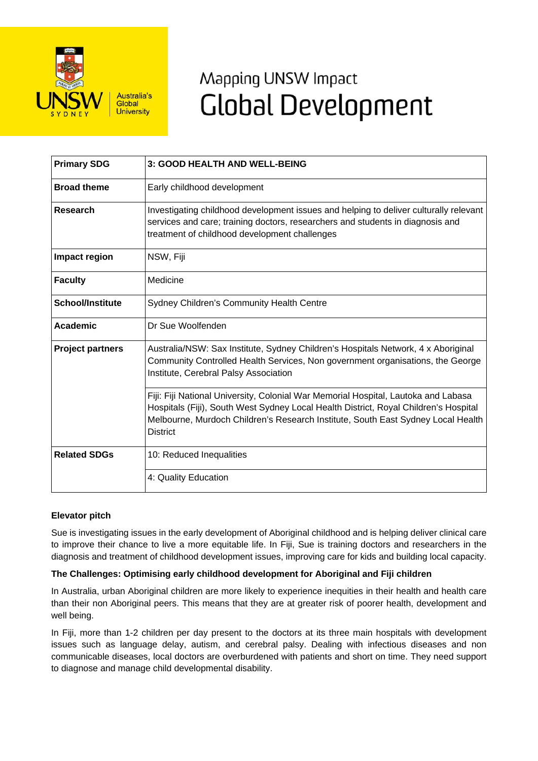# Mapping UNSW Impact
# Global Development

| Primary SDG | 3: GOOD HEALTH AND WELL-BEING |
|---|---|
| **Broad theme** | Early childhood development |
| **Research** | Investigating childhood development issues and helping to deliver culturally relevant services and care; training doctors, researchers and students in diagnosis and treatment of childhood development challenges |
| **Impact region** | NSW, Fiji |
| **Faculty** | Medicine |
| **School/Institute** | Sydney Children's Community Health Centre |
| **Academic** | Dr Sue Woolfenden |
| **Project partners** | Australia/NSW: Sax Institute, Sydney Children's Hospitals Network, 4 x Aboriginal Community Controlled Health Services, Non government organisations, the George Institute, Cerebral Palsy Association |
| | Fiji: Fiji National University, Colonial War Memorial Hospital, Lautoka and Labasa Hospitals (Fiji), South West Sydney Local Health District, Royal Children's Hospital Melbourne, Murdoch Children's Research Institute, South East Sydney Local Health District |
| **Related SDGs** | 10: Reduced Inequalities |
| | 4: Quality Education |

### Elevator pitch

Sue is investigating issues in the early development of Aboriginal childhood and is helping deliver clinical care to improve their chance to live a more equitable life. In Fiji, Sue is training doctors and researchers in the diagnosis and treatment of childhood development issues, improving care for kids and building local capacity.

### The Challenges: Optimising early childhood development for Aboriginal and Fiji children

In Australia, urban Aboriginal children are more likely to experience inequities in their health and health care than their non Aboriginal peers. This means that they are at greater risk of poorer health, development and well being.

In Fiji, more than 1-2 children per day present to the doctors at its three main hospitals with development issues such as language delay, autism, and cerebral palsy. Dealing with infectious diseases and non communicable diseases, local doctors are overburdened with patients and short on time. They need support to diagnose and manage child developmental disability.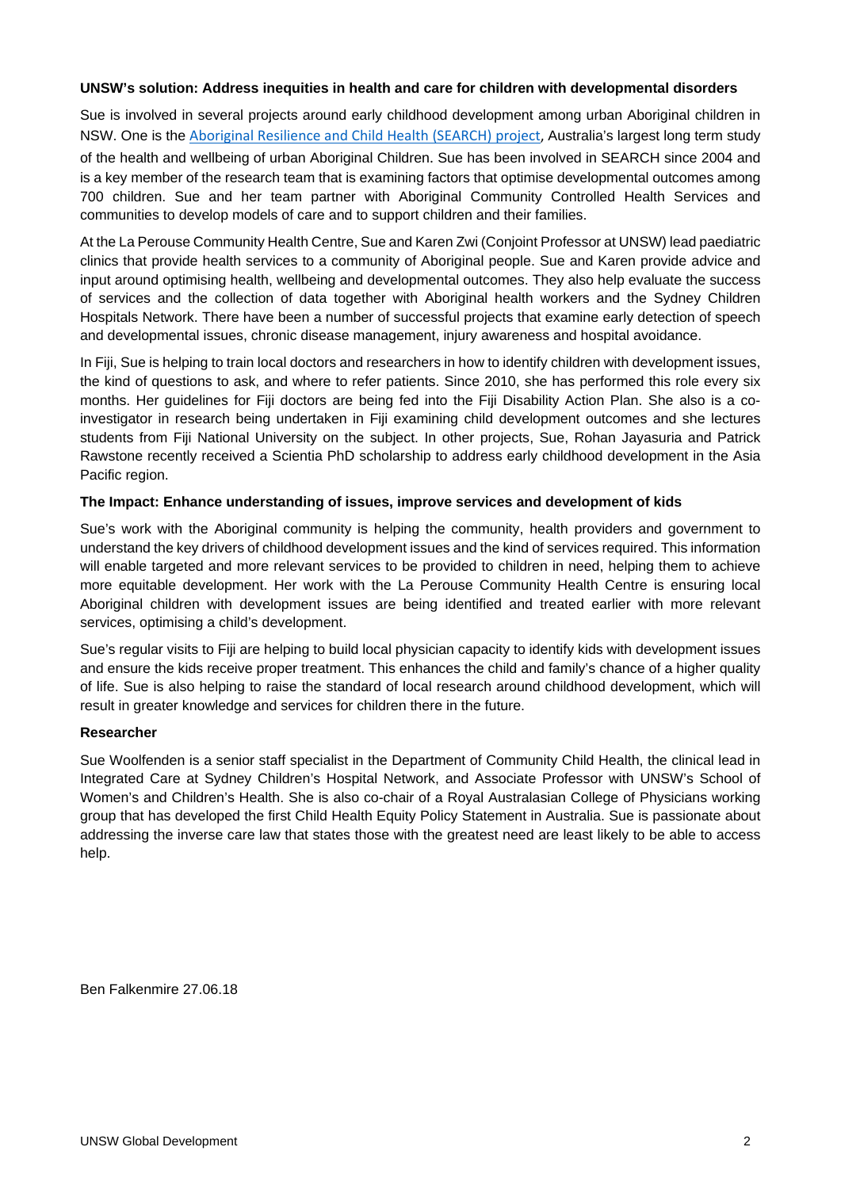**UNSW's solution: Address inequities in health and care for children with developmental disorders**

Sue is involved in several projects around early childhood development among urban Aboriginal children in NSW. One is the [Aboriginal Resilience and Child Health (SEARCH) project](), Australia's largest long term study of the health and wellbeing of urban Aboriginal Children. Sue has been involved in SEARCH since 2004 and is a key member of the research team that is examining factors that optimise developmental outcomes among 700 children. Sue and her team partner with Aboriginal Community Controlled Health Services and communities to develop models of care and to support children and their families.

At the La Perouse Community Health Centre, Sue and Karen Zwi (Conjoint Professor at UNSW) lead paediatric clinics that provide health services to a community of Aboriginal people. Sue and Karen provide advice and input around optimising health, wellbeing and developmental outcomes. They also help evaluate the success of services and the collection of data together with Aboriginal health workers and the Sydney Children Hospitals Network. There have been a number of successful projects that examine early detection of speech and developmental issues, chronic disease management, injury awareness and hospital avoidance.

In Fiji, Sue is helping to train local doctors and researchers in how to identify children with development issues, the kind of questions to ask, and where to refer patients. Since 2010, she has performed this role every six months. Her guidelines for Fiji doctors are being fed into the Fiji Disability Action Plan. She also is a co-investigator in research being undertaken in Fiji examining child development outcomes and she lectures students from Fiji National University on the subject. In other projects, Sue, Rohan Jayasuria and Patrick Rawstone recently received a Scientia PhD scholarship to address early childhood development in the Asia Pacific region.

**The Impact: Enhance understanding of issues, improve services and development of kids**

Sue's work with the Aboriginal community is helping the community, health providers and government to understand the key drivers of childhood development issues and the kind of services required. This information will enable targeted and more relevant services to be provided to children in need, helping them to achieve more equitable development. Her work with the La Perouse Community Health Centre is ensuring local Aboriginal children with development issues are being identified and treated earlier with more relevant services, optimising a child's development.

Sue's regular visits to Fiji are helping to build local physician capacity to identify kids with development issues and ensure the kids receive proper treatment. This enhances the child and family's chance of a higher quality of life. Sue is also helping to raise the standard of local research around childhood development, which will result in greater knowledge and services for children there in the future.

**Researcher**

Sue Woolfenden is a senior staff specialist in the Department of Community Child Health, the clinical lead in Integrated Care at Sydney Children's Hospital Network, and Associate Professor with UNSW's School of Women's and Children's Health. She is also co-chair of a Royal Australasian College of Physicians working group that has developed the first Child Health Equity Policy Statement in Australia. Sue is passionate about addressing the inverse care law that states those with the greatest need are least likely to be able to access help.

Ben Falkenmire 27.06.18